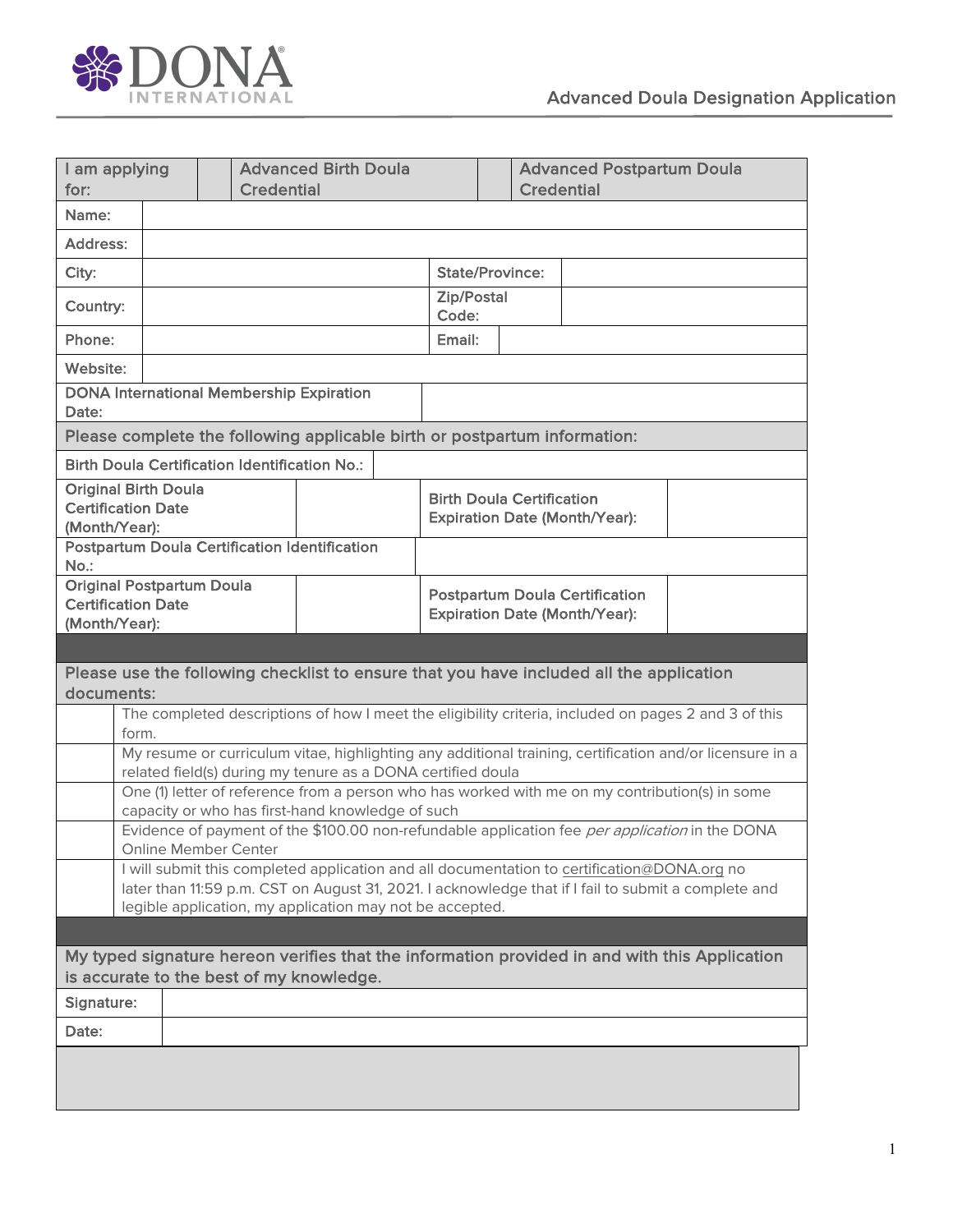# Advanced Doula Design­ation Application

| I am applying for: | | Advanced Birth Doula Credential | | Advanced Postpartum Doula Credential |
|---|---|---|---|---|

| Name: | | | |
|---|---|---|---|
| Address: | | | |
| City: | | State/Province: | |
| Country: | | Zip/Postal Code: | |
| Phone: | | Email: | |
| Website: | | | |
| DONA International Membership Expiration Date: | | | |

**Please complete the following applicable birth or postpartum information:**

| Birth Doula Certification Identification No.: | | | |
|---|---|---|---|
| Original Birth Doula Certification Date (Month/Year): | | Birth Doula Certification Expiration Date (Month/Year): | |
| Postpartum Doula Certification Identification No.: | | | |
| Original Postpartum Doula Certification Date (Month/Year): | | Postpartum Doula Certification Expiration Date (Month/Year): | |

**Please use the following checklist to ensure that you have included all the application documents:**

| | |
|---|---|
| | The completed descriptions of how I meet the eligibility criteria, included on pages 2 and 3 of this form. |
| | My resume or curriculum vitae, highlighting any additional training, certification and/or licensure in a related field(s) during my tenure as a DONA certified doula |
| | One (1) letter of reference from a person who has worked with me on my contribution(s) in some capacity or who has first-hand knowledge of such |
| | Evidence of payment of the $100.00 non-refundable application fee *per application* in the DONA Online Member Center |
| | I will submit this completed application and all documentation to certification@DONA.org no later than 11:59 p.m. CST on August 31, 2021. I acknowledge that if I fail to submit a complete and legible application, my application may not be accepted. |

**My typed signature hereon verifies that the information provided in and with this Application is accurate to the best of my knowledge.**

| Signature: | |
|---|---|
| Date: | |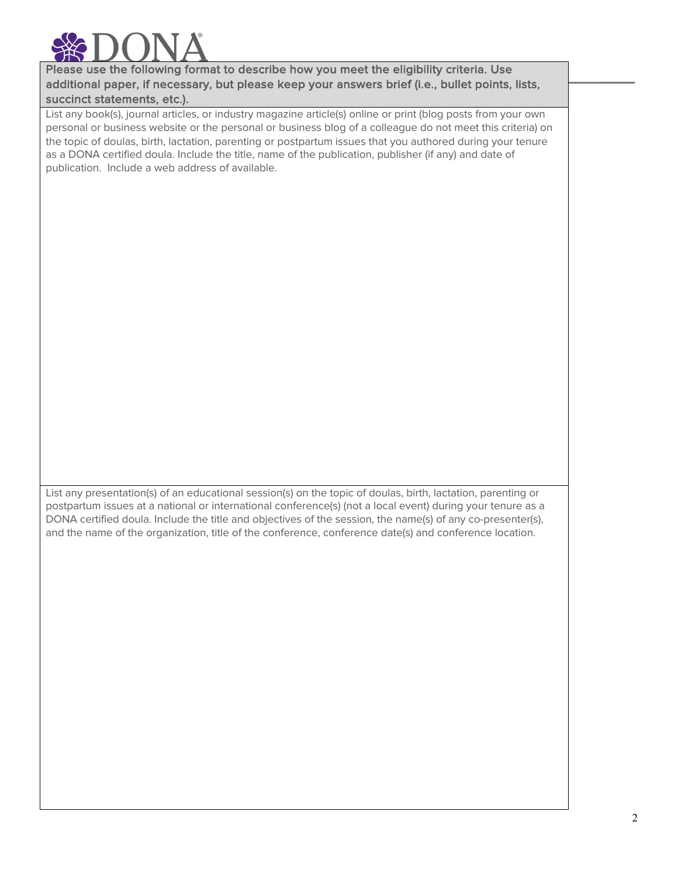**Please use the following format to describe how you meet the eligibility criteria. Use additional paper, if necessary, but please keep your answers brief (i.e., bullet points, lists, succinct statements, etc.).**

List any book(s), journal articles, or industry magazine article(s) online or print (blog posts from your own personal or business website or the personal or business blog of a colleague do not meet this criteria) on the topic of doulas, birth, lactation, parenting or postpartum issues that you authored during your tenure as a DONA certified doula. Include the title, name of the publication, publisher (if any) and date of publication. Include a web address of available.

List any presentation(s) of an educational session(s) on the topic of doulas, birth, lactation, parenting or postpartum issues at a national or international conference(s) (not a local event) during your tenure as a DONA certified doula. Include the title and objectives of the session, the name(s) of any co-presenter(s), and the name of the organization, title of the conference, conference date(s) and conference location.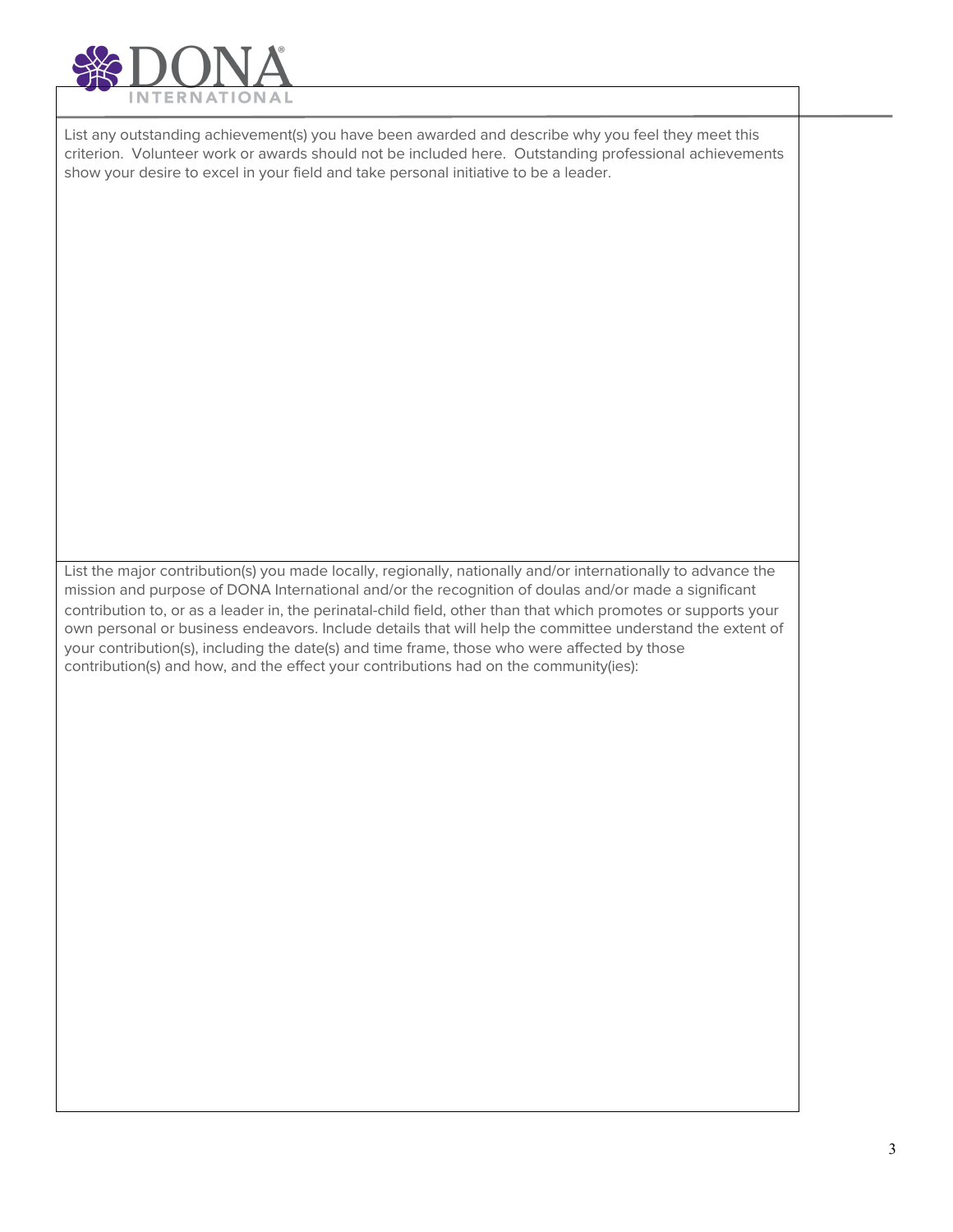List any outstanding achievement(s) you have been awarded and describe why you feel they meet this criterion. Volunteer work or awards should not be included here. Outstanding professional achievements show your desire to excel in your field and take personal initiative to be a leader.

List the major contribution(s) you made locally, regionally, nationally and/or internationally to advance the mission and purpose of DONA International and/or the recognition of doulas and/or made a significant contribution to, or as a leader in, the perinatal-child field, other than that which promotes or supports your own personal or business endeavors. Include details that will help the committee understand the extent of your contribution(s), including the date(s) and time frame, those who were affected by those contribution(s) and how, and the effect your contributions had on the community(ies):